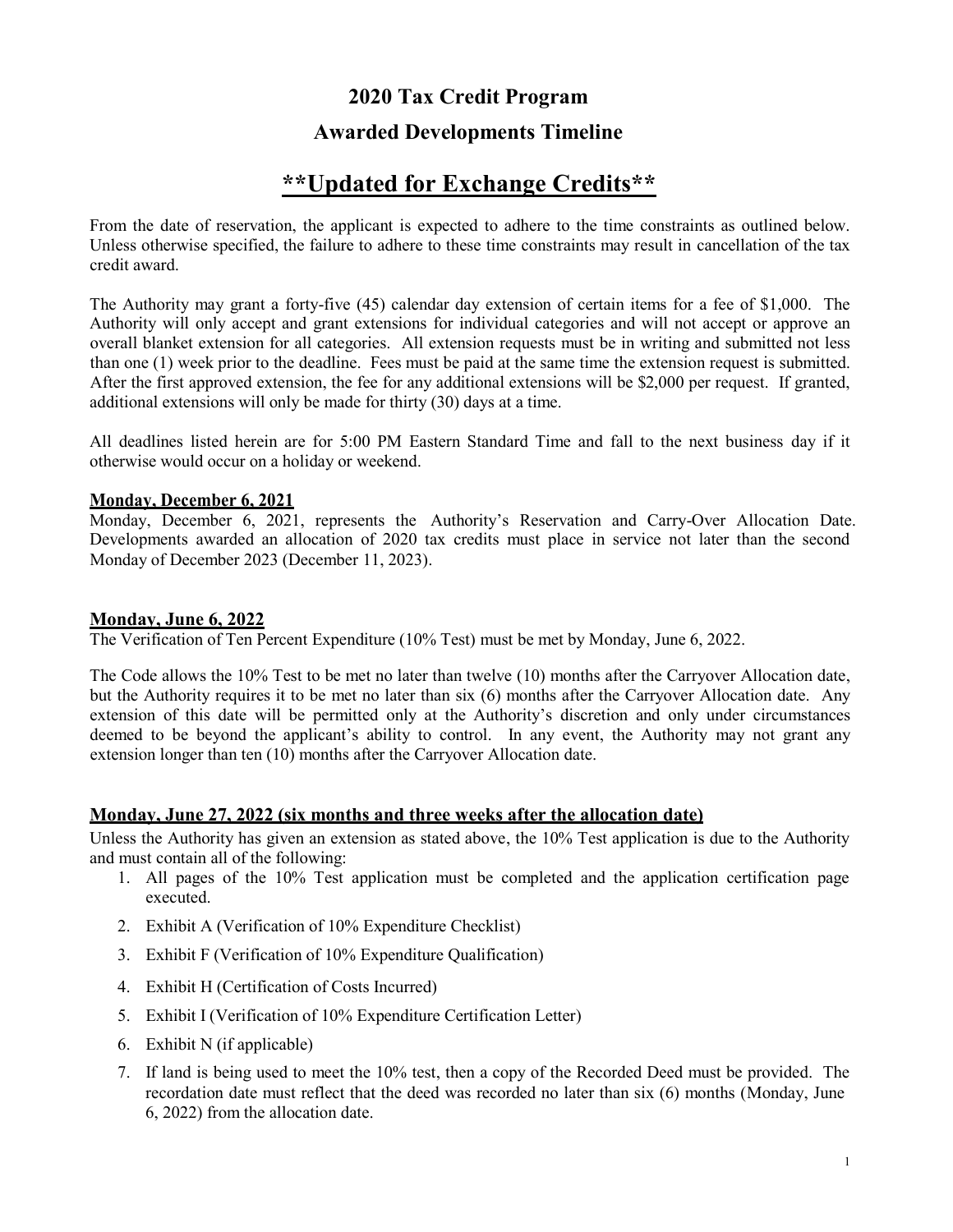# 2020 Tax Credit Program

## Awarded Developments Timeline

## **Updated for Exchange Credits**

From the date of reservation, the applicant is expected to adhere to the time constraints as outlined below. Unless otherwise specified, the failure to adhere to these time constraints may result in cancellation of the tax credit award.

The Authority may grant a forty-five (45) calendar day extension of certain items for a fee of $1,000. The Authority will only accept and grant extensions for individual categories and will not accept or approve an overall blanket extension for all categories. All extension requests must be in writing and submitted not less than one (1) week prior to the deadline. Fees must be paid at the same time the extension request is submitted. After the first approved extension, the fee for any additional extensions will be $2,000 per request. If granted, additional extensions will only be made for thirty (30) days at a time.

All deadlines listed herein are for 5:00 PM Eastern Standard Time and fall to the next business day if it otherwise would occur on a holiday or weekend.

### Monday, December 6, 2021

Monday, December 6, 2021, represents the Authority's Reservation and Carry-Over Allocation Date. Developments awarded an allocation of 2020 tax credits must place in service not later than the second Monday of December 2023 (December 11, 2023).

### Monday, June 6, 2022

The Verification of Ten Percent Expenditure (10% Test) must be met by Monday, June 6, 2022.

The Code allows the 10% Test to be met no later than twelve (10) months after the Carryover Allocation date, but the Authority requires it to be met no later than six (6) months after the Carryover Allocation date. Any extension of this date will be permitted only at the Authority's discretion and only under circumstances deemed to be beyond the applicant's ability to control. In any event, the Authority may not grant any extension longer than ten (10) months after the Carryover Allocation date.

### Monday, June 27, 2022 (six months and three weeks after the allocation date)

Unless the Authority has given an extension as stated above, the 10% Test application is due to the Authority and must contain all of the following:

1. All pages of the 10% Test application must be completed and the application certification page executed.
2. Exhibit A (Verification of 10% Expenditure Checklist)
3. Exhibit F (Verification of 10% Expenditure Qualification)
4. Exhibit H (Certification of Costs Incurred)
5. Exhibit I (Verification of 10% Expenditure Certification Letter)
6. Exhibit N (if applicable)
7. If land is being used to meet the 10% test, then a copy of the Recorded Deed must be provided. The recordation date must reflect that the deed was recorded no later than six (6) months (Monday, June 6, 2022) from the allocation date.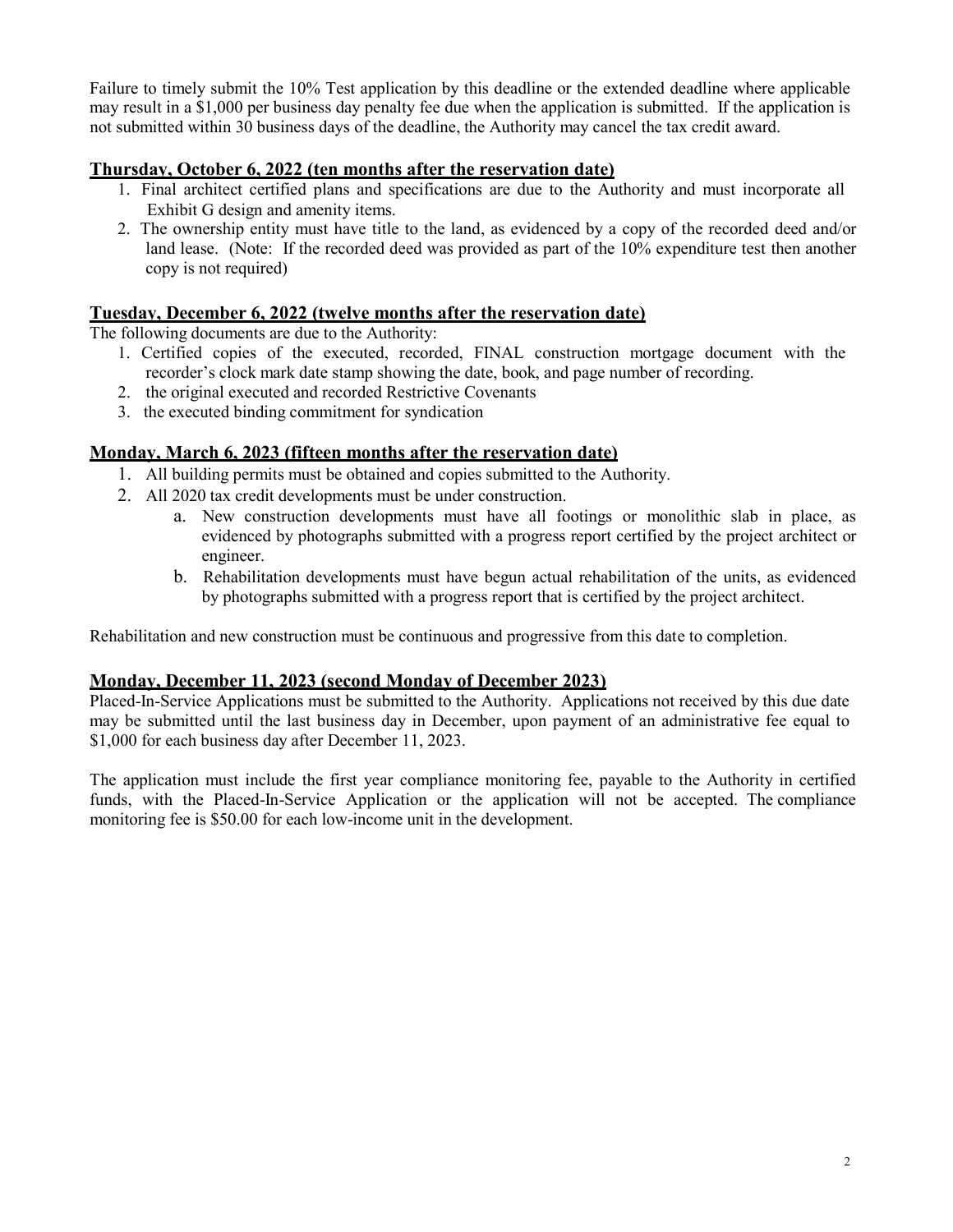Failure to timely submit the 10% Test application by this deadline or the extended deadline where applicable may result in a $1,000 per business day penalty fee due when the application is submitted. If the application is not submitted within 30 business days of the deadline, the Authority may cancel the tax credit award.

## Thursday, October 6, 2022 (ten months after the reservation date)

1. Final architect certified plans and specifications are due to the Authority and must incorporate all Exhibit G design and amenity items.
2. The ownership entity must have title to the land, as evidenced by a copy of the recorded deed and/or land lease. (Note: If the recorded deed was provided as part of the 10% expenditure test then another copy is not required)

## Tuesday, December 6, 2022 (twelve months after the reservation date)

The following documents are due to the Authority:

1. Certified copies of the executed, recorded, FINAL construction mortgage document with the recorder's clock mark date stamp showing the date, book, and page number of recording.
2. the original executed and recorded Restrictive Covenants
3. the executed binding commitment for syndication

## Monday, March 6, 2023 (fifteen months after the reservation date)

1. All building permits must be obtained and copies submitted to the Authority.
2. All 2020 tax credit developments must be under construction.
   a. New construction developments must have all footings or monolithic slab in place, as evidenced by photographs submitted with a progress report certified by the project architect or engineer.
   b. Rehabilitation developments must have begun actual rehabilitation of the units, as evidenced by photographs submitted with a progress report that is certified by the project architect.

Rehabilitation and new construction must be continuous and progressive from this date to completion.

## Monday, December 11, 2023 (second Monday of December 2023)

Placed-In-Service Applications must be submitted to the Authority. Applications not received by this due date may be submitted until the last business day in December, upon payment of an administrative fee equal to $1,000 for each business day after December 11, 2023.

The application must include the first year compliance monitoring fee, payable to the Authority in certified funds, with the Placed-In-Service Application or the application will not be accepted. The compliance monitoring fee is $50.00 for each low-income unit in the development.